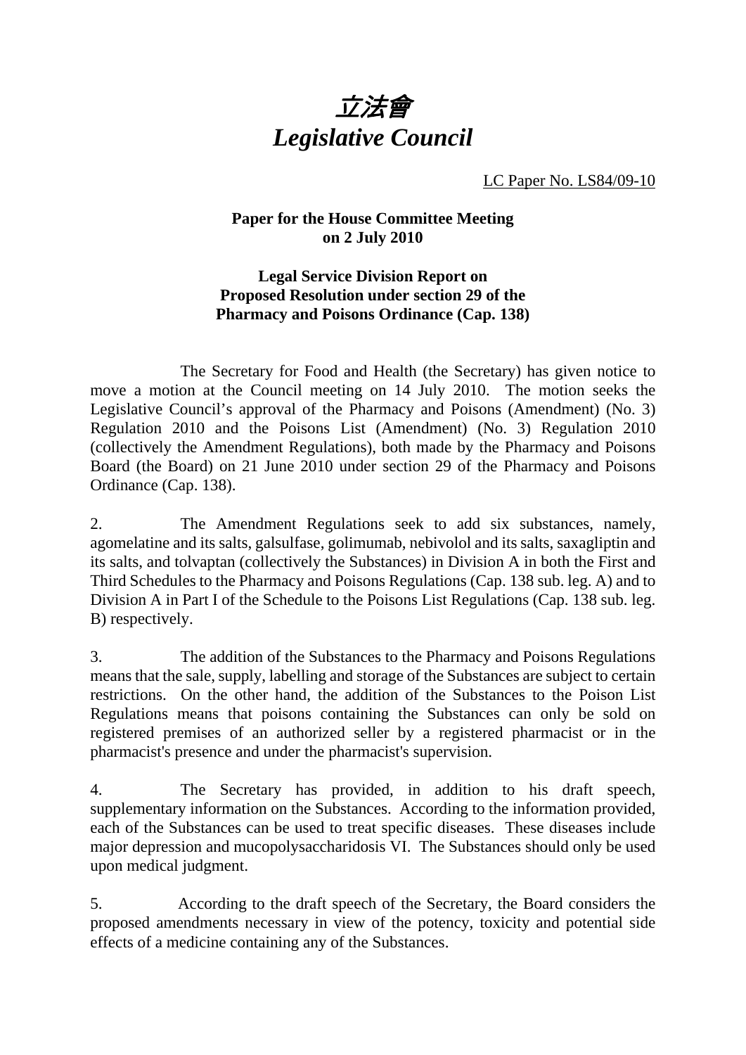# *立法會*
# *Legislative Council*

LC Paper No. LS84/09-10

**Paper for the House Committee Meeting on 2 July 2010**

**Legal Service Division Report on Proposed Resolution under section 29 of the Pharmacy and Poisons Ordinance (Cap. 138)**

The Secretary for Food and Health (the Secretary) has given notice to move a motion at the Council meeting on 14 July 2010. The motion seeks the Legislative Council's approval of the Pharmacy and Poisons (Amendment) (No. 3) Regulation 2010 and the Poisons List (Amendment) (No. 3) Regulation 2010 (collectively the Amendment Regulations), both made by the Pharmacy and Poisons Board (the Board) on 21 June 2010 under section 29 of the Pharmacy and Poisons Ordinance (Cap. 138).

2. The Amendment Regulations seek to add six substances, namely, agomelatine and its salts, galsulfase, golimumab, nebivolol and its salts, saxagliptin and its salts, and tolvaptan (collectively the Substances) in Division A in both the First and Third Schedules to the Pharmacy and Poisons Regulations (Cap. 138 sub. leg. A) and to Division A in Part I of the Schedule to the Poisons List Regulations (Cap. 138 sub. leg. B) respectively.

3. The addition of the Substances to the Pharmacy and Poisons Regulations means that the sale, supply, labelling and storage of the Substances are subject to certain restrictions. On the other hand, the addition of the Substances to the Poison List Regulations means that poisons containing the Substances can only be sold on registered premises of an authorized seller by a registered pharmacist or in the pharmacist's presence and under the pharmacist's supervision.

4. The Secretary has provided, in addition to his draft speech, supplementary information on the Substances. According to the information provided, each of the Substances can be used to treat specific diseases. These diseases include major depression and mucopolysaccharidosis VI. The Substances should only be used upon medical judgment.

5. According to the draft speech of the Secretary, the Board considers the proposed amendments necessary in view of the potency, toxicity and potential side effects of a medicine containing any of the Substances.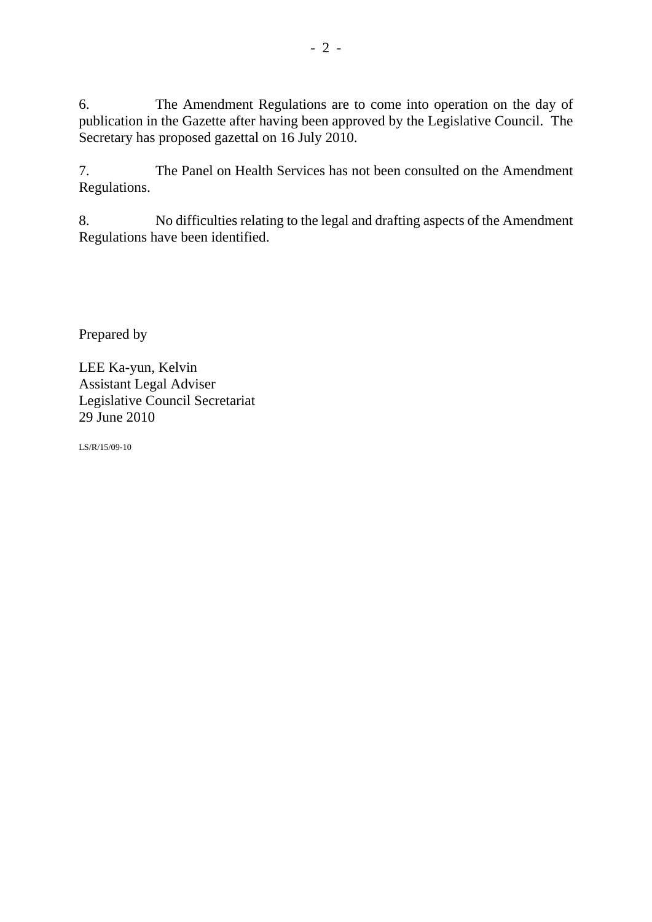6. The Amendment Regulations are to come into operation on the day of publication in the Gazette after having been approved by the Legislative Council. The Secretary has proposed gazettal on 16 July 2010.

7. The Panel on Health Services has not been consulted on the Amendment Regulations.

8. No difficulties relating to the legal and drafting aspects of the Amendment Regulations have been identified.

Prepared by

LEE Ka-yun, Kelvin
Assistant Legal Adviser
Legislative Council Secretariat
29 June 2010

LS/R/15/09-10